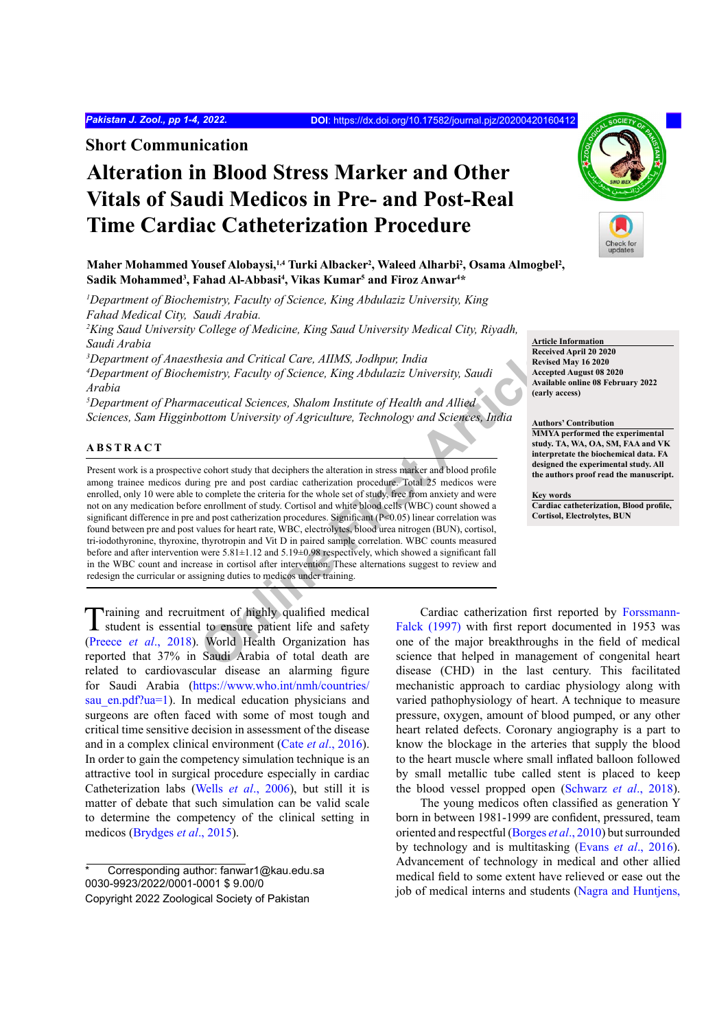Short Communication

# Alteration in Blood Stress Marker and Other Vitals of Saudi Medicos in Pre- and Post-Real Time Cardiac Catheterization Procedure

**Maher Mohammed Yousef Alobaysi,[1,4] Turki Albacker[2], Waleed Alharbi[2], Osama Almogbel[2], Sadik Mohammed[3], Fahad Al-Abbasi[4], Vikas Kumar[5] and Firoz Anwar[4]***

*[1]Department of Biochemistry, Faculty of Science, King Abdulaziz University, King Fahad Medical City, Saudi Arabia.*
*[2]King Saud University College of Medicine, King Saud University Medical City, Riyadh, Saudi Arabia*
*[3]Department of Anaesthesia and Critical Care, AIIMS, Jodhpur, India*
*[4]Department of Biochemistry, Faculty of Science, King Abdulaziz University, Saudi Arabia*
*[5]Department of Pharmaceutical Sciences, Shalom Institute of Health and Allied Sciences, Sam Higginbottom University of Agriculture, Technology and Sciences, India*

**Article Information**
Received April 20 2020
Revised May 16 2020
Accepted August 08 2020
Available online 08 February 2022 (early access)

**Authors' Contribution**
MMYA performed the experimental study. TA, WA, OA, SM, FAA and VK interpretate the biochemical data. FA designed the experimental study. All the authors proof read the manuscript.

**Key words**
Cardiac catheterization, Blood profile, Cortisol, Electrolytes, BUN

## ABSTRACT

Present work is a prospective cohort study that deciphers the alteration in stress marker and blood profile among trainee medicos during pre and post cardiac catheterization procedure. Total 25 medicos were enrolled, only 10 were able to complete the criteria for the whole set of study, free from anxiety and were not on any medication before enrollment of study. Cortisol and white blood cells (WBC) count showed a significant difference in pre and post catherization procedures. Significant ($P<0.05$) linear correlation was found between pre and post values for heart rate, WBC, electrolytes, blood urea nitrogen (BUN), cortisol, tri-iodothyronine, thyroxine, thyrotropin and Vit D in paired sample correlation. WBC counts measured before and after intervention were 5.81±1.12 and 5.19±0.98 respectively, which showed a significant fall in the WBC count and increase in cortisol after intervention. These alternations suggest to review and redesign the curricular or assigning duties to medicos under training.

Training and recruitment of highly qualified medical student is essential to ensure patient life and safety (Preece *et al*., 2018). World Health Organization has reported that 37% in Saudi Arabia of total death are related to cardiovascular disease an alarming figure for Saudi Arabia (https://www.who.int/nmh/countries/sau_en.pdf?ua=1). In medical education physicians and surgeons are often faced with some of most tough and critical time sensitive decision in assessment of the disease and in a complex clinical environment (Cate *et al*., 2016). In order to gain the competency simulation technique is an attractive tool in surgical procedure especially in cardiac Catheterization labs (Wells *et al*., 2006), but still it is matter of debate that such simulation can be valid scale to determine the competency of the clinical setting in medicos (Brydges *et al*., 2015).

Cardiac catherization first reported by Forssmann-Falck (1997) with first report documented in 1953 was one of the major breakthroughs in the field of medical science that helped in management of congenital heart disease (CHD) in the last century. This facilitated mechanistic approach to cardiac physiology along with varied pathophysiology of heart. A technique to measure pressure, oxygen, amount of blood pumped, or any other heart related defects. Coronary angiography is a part to know the blockage in the arteries that supply the blood to the heart muscle where small inflated balloon followed by small metallic tube called stent is placed to keep the blood vessel propped open (Schwarz *et al*., 2018).

The young medicos often classified as generation Y born in between 1981-1999 are confident, pressured, team oriented and respectful (Borges *et al*., 2010) but surrounded by technology and is multitasking (Evans *et al*., 2016). Advancement of technology in medical and other allied medical field to some extent have relieved or ease out the job of medical interns and students (Nagra and Huntjens,

* Corresponding author: fanwar1@kau.edu.sa
0030-9923/2022/0001-0001 $ 9.00/0
Copyright 2022 Zoological Society of Pakistan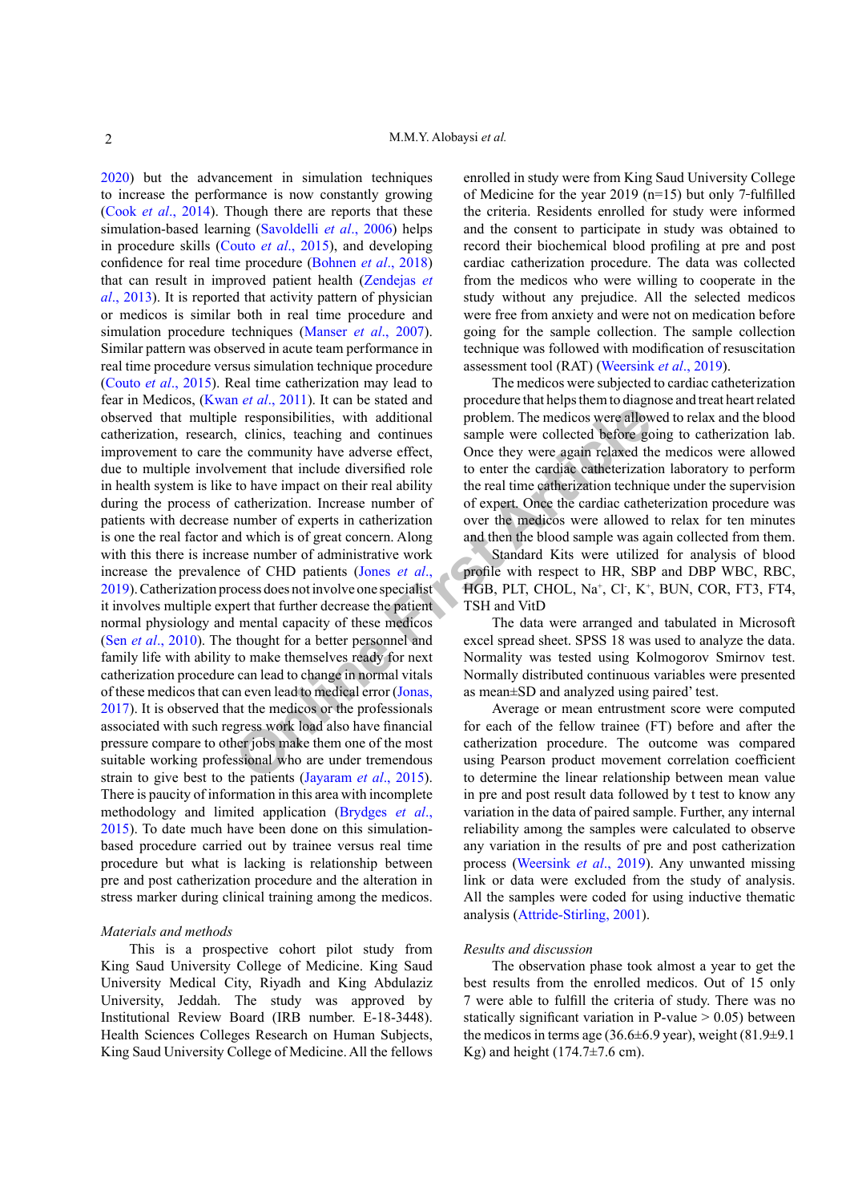2020) but the advancement in simulation techniques to increase the performance is now constantly growing (Cook *et al*., 2014). Though there are reports that these simulation-based learning (Savoldelli *et al*., 2006) helps in procedure skills (Couto *et al*., 2015), and developing confidence for real time procedure (Bohnen *et al*., 2018) that can result in improved patient health (Zendejas *et al*., 2013). It is reported that activity pattern of physician or medicos is similar both in real time procedure and simulation procedure techniques (Manser *et al*., 2007). Similar pattern was observed in acute team performance in real time procedure versus simulation technique procedure (Couto *et al*., 2015). Real time catherization may lead to fear in Medicos, (Kwan *et al*., 2011). It can be stated and observed that multiple responsibilities, with additional catherization, research, clinics, teaching and continues improvement to care the community have adverse effect, due to multiple involvement that include diversified role in health system is like to have impact on their real ability during the process of catherization. Increase number of patients with decrease number of experts in catherization is one the real factor and which is of great concern. Along with this there is increase number of administrative work increase the prevalence of CHD patients (Jones *et al*., 2019). Catherization process does not involve one specialist it involves multiple expert that further decrease the patient normal physiology and mental capacity of these medicos (Sen *et al*., 2010). The thought for a better personnel and family life with ability to make themselves ready for next catherization procedure can lead to change in normal vitals of these medicos that can even lead to medical error (Jonas, 2017). It is observed that the medicos or the professionals associated with such regress work load also have financial pressure compare to other jobs make them one of the most suitable working professional who are under tremendous strain to give best to the patients (Jayaram *et al*., 2015). There is paucity of information in this area with incomplete methodology and limited application (Brydges *et al*., 2015). To date much have been done on this simulation-based procedure carried out by trainee versus real time procedure but what is lacking is relationship between pre and post catherization procedure and the alteration in stress marker during clinical training among the medicos.

*Materials and methods*

This is a prospective cohort pilot study from King Saud University College of Medicine. King Saud University Medical City, Riyadh and King Abdulaziz University, Jeddah. The study was approved by Institutional Review Board (IRB number. E-18-3448). Health Sciences Colleges Research on Human Subjects, King Saud University College of Medicine. All the fellows enrolled in study were from King Saud University College of Medicine for the year 2019 (n=15) but only 7-fulfilled the criteria. Residents enrolled for study were informed and the consent to participate in study was obtained to record their biochemical blood profiling at pre and post cardiac catherization procedure. The data was collected from the medicos who were willing to cooperate in the study without any prejudice. All the selected medicos were free from anxiety and were not on medication before going for the sample collection. The sample collection technique was followed with modification of resuscitation assessment tool (RAT) (Weersink *et al*., 2019).

The medicos were subjected to cardiac catheterization procedure that helps them to diagnose and treat heart related problem. The medicos were allowed to relax and the blood sample were collected before going to catherization lab. Once they were again relaxed the medicos were allowed to enter the cardiac catheterization laboratory to perform the real time catherization technique under the supervision of expert. Once the cardiac catheterization procedure was over the medicos were allowed to relax for ten minutes and then the blood sample was again collected from them.

Standard Kits were utilized for analysis of blood profile with respect to HR, SBP and DBP WBC, RBC, HGB, PLT, CHOL, $Na^+$, $Cl^-$, $K^+$, BUN, COR, FT3, FT4, TSH and VitD

The data were arranged and tabulated in Microsoft excel spread sheet. SPSS 18 was used to analyze the data. Normality was tested using Kolmogorov Smirnov test. Normally distributed continuous variables were presented as mean±SD and analyzed using paired' test.

Average or mean entrustment score were computed for each of the fellow trainee (FT) before and after the catherization procedure. The outcome was compared using Pearson product movement correlation coefficient to determine the linear relationship between mean value in pre and post result data followed by t test to know any variation in the data of paired sample. Further, any internal reliability among the samples were calculated to observe any variation in the results of pre and post catherization process (Weersink *et al*., 2019). Any unwanted missing link or data were excluded from the study of analysis. All the samples were coded for using inductive thematic analysis (Attride-Stirling, 2001).

*Results and discussion*

The observation phase took almost a year to get the best results from the enrolled medicos. Out of 15 only 7 were able to fulfill the criteria of study. There was no statically significant variation in P-value > 0.05) between the medicos in terms age (36.6±6.9 year), weight (81.9±9.1 Kg) and height (174.7±7.6 cm).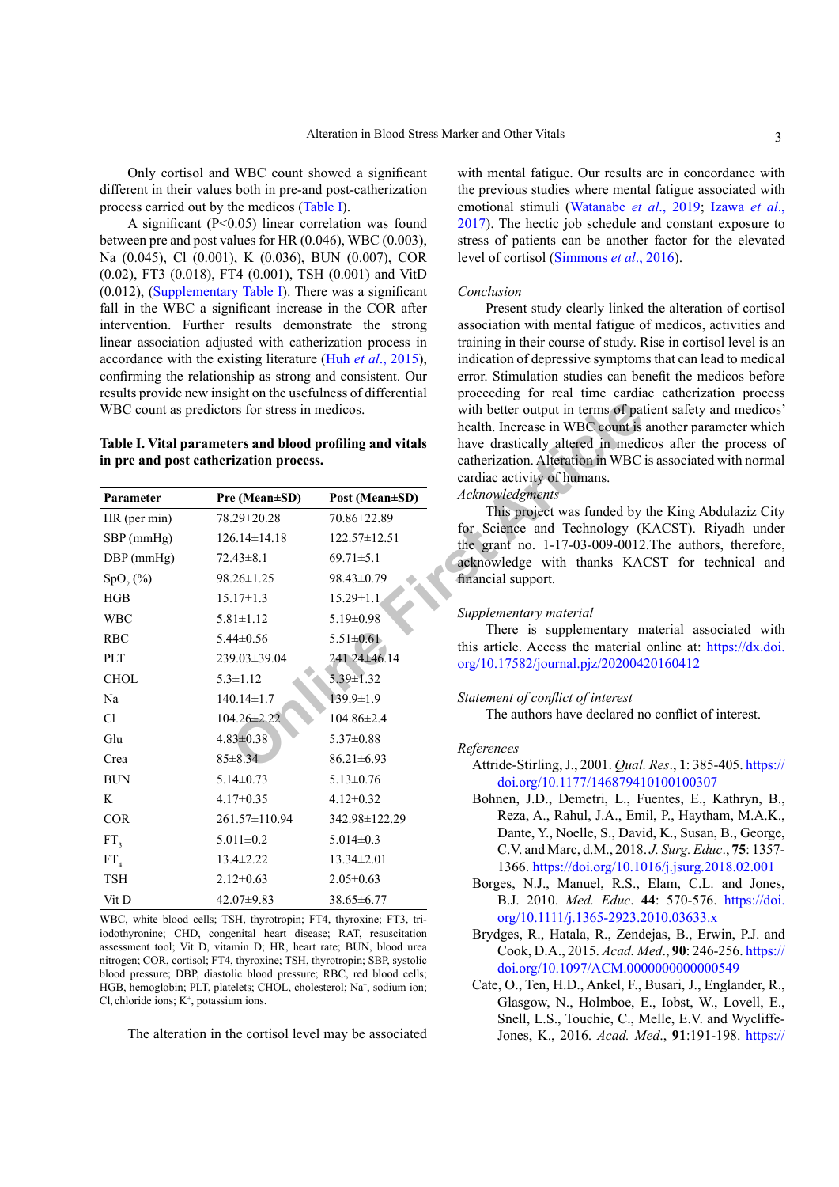Only cortisol and WBC count showed a significant different in their values both in pre-and post-catherization process carried out by the medicos (Table I).

A significant ($P<0.05$) linear correlation was found between pre and post values for HR (0.046), WBC (0.003), Na (0.045), Cl (0.001), K (0.036), BUN (0.007), COR (0.02), FT3 (0.018), FT4 (0.001), TSH (0.001) and VitD (0.012), (Supplementary Table I). There was a significant fall in the WBC a significant increase in the COR after intervention. Further results demonstrate the strong linear association adjusted with catherization process in accordance with the existing literature (Huh *et al*., 2015), confirming the relationship as strong and consistent. Our results provide new insight on the usefulness of differential WBC count as predictors for stress in medicos.

**Table I. Vital parameters and blood profiling and vitals in pre and post catherization process.**

| Parameter | Pre (Mean±SD) | Post (Mean±SD) |
|---|---|---|
| HR (per min) | 78.29±20.28 | 70.86±22.89 |
| SBP (mmHg) | 126.14±14.18 | 122.57±12.51 |
| DBP (mmHg) | 72.43±8.1 | 69.71±5.1 |
| $SpO_2$ (%) | 98.26±1.25 | 98.43±0.79 |
| HGB | 15.17±1.3 | 15.29±1.1 |
| WBC | 5.81±1.12 | 5.19±0.98 |
| RBC | 5.44±0.56 | 5.51±0.61 |
| PLT | 239.03±39.04 | 241.24±46.14 |
| CHOL | 5.3±1.12 | 5.39±1.32 |
| Na | 140.14±1.7 | 139.9±1.9 |
| Cl | 104.26±2.22 | 104.86±2.4 |
| Glu | 4.83±0.38 | 5.37±0.88 |
| Crea | 85±8.34 | 86.21±6.93 |
| BUN | 5.14±0.73 | 5.13±0.76 |
| K | 4.17±0.35 | 4.12±0.32 |
| COR | 261.57±110.94 | 342.98±122.29 |
| $FT_3$ | 5.011±0.2 | 5.014±0.3 |
| $FT_4$ | 13.4±2.22 | 13.34±2.01 |
| TSH | 2.12±0.63 | 2.05±0.63 |
| Vit D | 42.07±9.83 | 38.65±6.77 |

WBC, white blood cells; TSH, thyrotropin; FT4, thyroxine; FT3, tri-iodothyronine; CHD, congenital heart disease; RAT, resuscitation assessment tool; Vit D, vitamin D; HR, heart rate; BUN, blood urea nitrogen; COR, cortisol; FT4, thyroxine; TSH, thyrotropin; SBP, systolic blood pressure; DBP, diastolic blood pressure; RBC, red blood cells; HGB, hemoglobin; PLT, platelets; CHOL, cholesterol; $Na^+$, sodium ion; Cl, chloride ions; $K^+$, potassium ions.

The alteration in the cortisol level may be associated with mental fatigue. Our results are in concordance with the previous studies where mental fatigue associated with emotional stimuli (Watanabe *et al*., 2019; Izawa *et al*., 2017). The hectic job schedule and constant exposure to stress of patients can be another factor for the elevated level of cortisol (Simmons *et al*., 2016).

*Conclusion*

Present study clearly linked the alteration of cortisol association with mental fatigue of medicos, activities and training in their course of study. Rise in cortisol level is an indication of depressive symptoms that can lead to medical error. Stimulation studies can benefit the medicos before proceeding for real time cardiac catherization process with better output in terms of patient safety and medicos' health. Increase in WBC count is another parameter which have drastically altered in medicos after the process of catherization. Alteration in WBC is associated with normal cardiac activity of humans.

*Acknowledgments*

This project was funded by the King Abdulaziz City for Science and Technology (KACST). Riyadh under the grant no. 1-17-03-009-0012.The authors, therefore, acknowledge with thanks KACST for technical and financial support.

*Supplementary material*

There is supplementary material associated with this article. Access the material online at: https://dx.doi.org/10.17582/journal.pjz/20200420160412

*Statement of conflict of interest*

The authors have declared no conflict of interest.

*References*

Attride-Stirling, J., 2001. *Qual. Res*., **1**: 385-405. https://doi.org/10.1177/146879410100100307

Bohnen, J.D., Demetri, L., Fuentes, E., Kathryn, B., Reza, A., Rahul, J.A., Emil, P., Haytham, M.A.K., Dante, Y., Noelle, S., David, K., Susan, B., George, C.V. and Marc, d.M., 2018. *J. Surg. Educ*., **75**: 1357-1366. https://doi.org/10.1016/j.jsurg.2018.02.001

Borges, N.J., Manuel, R.S., Elam, C.L. and Jones, B.J. 2010. *Med. Educ*. **44**: 570-576. https://doi.org/10.1111/j.1365-2923.2010.03633.x

Brydges, R., Hatala, R., Zendejas, B., Erwin, P.J. and Cook, D.A., 2015. *Acad. Med*., **90**: 246-256. https://doi.org/10.1097/ACM.0000000000000549

Cate, O., Ten, H.D., Ankel, F., Busari, J., Englander, R., Glasgow, N., Holmboe, E., Iobst, W., Lovell, E., Snell, L.S., Touchie, C., Melle, E.V. and Wycliffe-Jones, K., 2016. *Acad. Med*., **91**:191-198. https://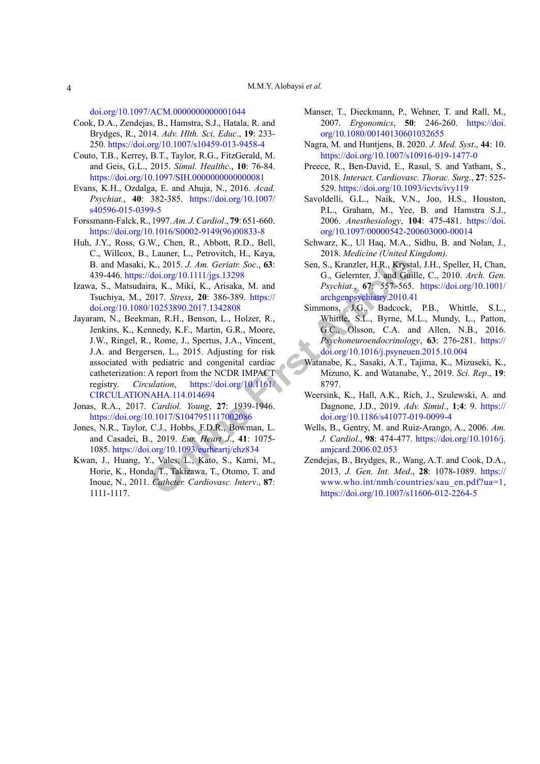doi.org/10.1097/ACM.0000000000001044

Cook, D.A., Zendejas, B., Hamstra, S.J., Hatala, R. and Brydges, R., 2014. *Adv. Hlth. Sci. Educ*., **19**: 233-250. https://doi.org/10.1007/s10459-013-9458-4

Couto, T.B., Kerrey, B.T., Taylor, R.G., FitzGerald, M. and Geis, G.L., 2015. *Simul. Healthc*., **10**: 76-84. https://doi.org/10.1097/SIH.0000000000000081

Evans, K.H., Ozdalga, E. and Ahuja, N., 2016. *Acad. Psychiat.*, **40**: 382-385. https://doi.org/10.1007/s40596-015-0399-5

Forssmann-Falck, R., 1997. *Am. J. Cardiol*., **79**: 651-660. https://doi.org/10.1016/S0002-9149(96)00833-8

Huh, J.Y., Ross, G.W., Chen, R., Abbott, R.D., Bell, C., Willcox, B., Launer, L., Petrovitch, H., Kaya, B. and Masaki, K., 2015. *J. Am. Geriatr. Soc*., **63**: 439-446. https://doi.org/10.1111/jgs.13298

Izawa, S., Matsudaira, K., Miki, K., Arisaka, M. and Tsuchiya, M., 2017. *Stress*, **20**: 386-389. https://doi.org/10.1080/10253890.2017.1342808

Jayaram, N., Beekman, R.H., Benson, L., Holzer, R., Jenkins, K., Kennedy, K.F., Martin, G.R., Moore, J.W., Ringel, R., Rome, J., Spertus, J.A., Vincent, J.A. and Bergersen, L., 2015. Adjusting for risk associated with pediatric and congenital cardiac catheterization: A report from the NCDR IMPACT registry. *Circulation*, https://doi.org/10.1161/CIRCULATIONAHA.114.014694

Jonas, R.A., 2017. *Cardiol. Young*, **27**: 1939-1946. https://doi.org/10.1017/S1047951117002086

Jones, N.R., Taylor, C.J., Hobbs, F.D.R., Bowman, L. and Casadei, B., 2019. *Eur. Heart J*., **41**: 1075-1085. https://doi.org/10.1093/eurheartj/ehz834

Kwan, J., Huang, Y., Vales, L., Kato, S., Kami, M., Horie, K., Honda, T., Takizawa, T., Otomo, T. and Inoue, N., 2011. *Catheter. Cardiovasc. Interv*., **87**: 1111-1117.

Manser, T., Dieckmann, P., Wehner, T. and Rall, M., 2007. *Ergonomics*, **50**: 246-260. https://doi.org/10.1080/00140130601032655

Nagra, M. and Huntjens, B. 2020. *J. Med. Syst*., **44**: 10. https://doi.org/10.1007/s10916-019-1477-0

Preece, R., Ben-David, E., Rasul, S. and Yatham, S., 2018. *Interact. Cardiovasc. Thorac. Surg*., **27**: 525-529. https://doi.org/10.1093/icvts/ivy119

Savoldelli, G.L., Naik, V.N., Joo, H.S., Houston, P.L., Graham, M., Yee, B. and Hamstra S.J., 2006. *Anesthesiology*, **104**: 475-481. https://doi.org/10.1097/00000542-200603000-00014

Schwarz, K., Ul Haq, M.A., Sidhu, B. and Nolan, J., 2018. *Medicine (United Kingdom)*.

Sen, S., Kranzler, H.R., Krystal, J.H., Speller, H, Chan, G., Gelernter, J. and Guille, C., 2010. *Arch. Gen. Psychiat.*, **67**: 557–565. https://doi.org/10.1001/archgenpsychiatry.2010.41

Simmons, J.G., Badcock, P.B., Whittle, S.L., Whittle, S.L., Byrne, M.L., Mundy, L., Patton, G.C., Olsson, C.A. and Allen, N.B., 2016. *Psychoneuroendocrinology*, **63**: 276-281. https://doi.org/10.1016/j.psyneuen.2015.10.004

Watanabe, K., Sasaki, A.T., Tajima, K., Mizuseki, K., Mizuno, K. and Watanabe, Y., 2019. *Sci. Rep*., **19**: 8797.

Weersink, K., Hall, A.K., Rich, J., Szulewski, A. and Dagnone, J.D., 2019. *Adv. Simul*., **1**;**4**: 9. https://doi.org/10.1186/s41077-019-0099-4

Wells, B., Gentry, M. and Ruiz-Arango, A., 2006. *Am. J. Cardiol*., **98**: 474-477. https://doi.org/10.1016/j.amjcard.2006.02.053

Zendejas, B., Brydges, R., Wang, A.T. and Cook, D.A., 2013. *J. Gen. Int. Med*., **28**: 1078-1089. https://www.who.int/nmh/countries/sau_en.pdf?ua=1, https://doi.org/10.1007/s11606-012-2264-5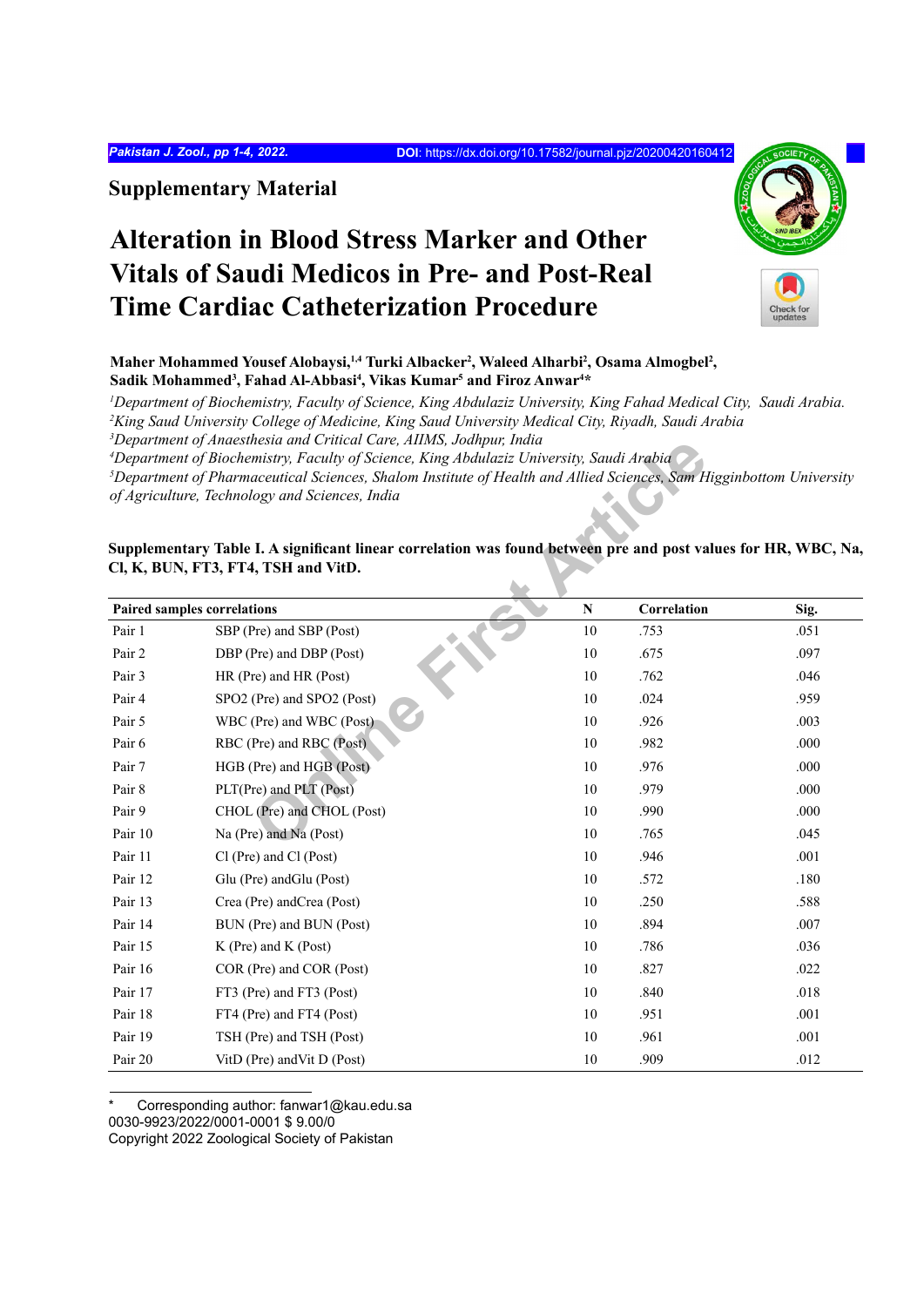## Supplementary Material

# Alteration in Blood Stress Marker and Other Vitals of Saudi Medicos in Pre- and Post-Real Time Cardiac Catheterization Procedure

**Maher Mohammed Yousef Alobaysi,[1,4] Turki Albacker[2], Waleed Alharbi[2], Osama Almogbel[2], Sadik Mohammed[3], Fahad Al-Abbasi[4], Vikas Kumar[5] and Firoz Anwar[4]***

*[1]Department of Biochemistry, Faculty of Science, King Abdulaziz University, King Fahad Medical City, Saudi Arabia.*
*[2]King Saud University College of Medicine, King Saud University Medical City, Riyadh, Saudi Arabia*
*[3]Department of Anaesthesia and Critical Care, AIIMS, Jodhpur, India*
*[4]Department of Biochemistry, Faculty of Science, King Abdulaziz University, Saudi Arabia*
*[5]Department of Pharmaceutical Sciences, Shalom Institute of Health and Allied Sciences, Sam Higginbottom University of Agriculture, Technology and Sciences, India*

**Supplementary Table I. A significant linear correlation was found between pre and post values for HR, WBC, Na, Cl, K, BUN, FT3, FT4, TSH and VitD.**

| Paired samples correlations | | N | Correlation | Sig. |
|---|---|---|---|---|
| Pair 1 | SBP (Pre) and SBP (Post) | 10 | .753 | .051 |
| Pair 2 | DBP (Pre) and DBP (Post) | 10 | .675 | .097 |
| Pair 3 | HR (Pre) and HR (Post) | 10 | .762 | .046 |
| Pair 4 | SPO2 (Pre) and SPO2 (Post) | 10 | .024 | .959 |
| Pair 5 | WBC (Pre) and WBC (Post) | 10 | .926 | .003 |
| Pair 6 | RBC (Pre) and RBC (Post) | 10 | .982 | .000 |
| Pair 7 | HGB (Pre) and HGB (Post) | 10 | .976 | .000 |
| Pair 8 | PLT(Pre) and PLT (Post) | 10 | .979 | .000 |
| Pair 9 | CHOL (Pre) and CHOL (Post) | 10 | .990 | .000 |
| Pair 10 | Na (Pre) and Na (Post) | 10 | .765 | .045 |
| Pair 11 | Cl (Pre) and Cl (Post) | 10 | .946 | .001 |
| Pair 12 | Glu (Pre) andGlu (Post) | 10 | .572 | .180 |
| Pair 13 | Crea (Pre) andCrea (Post) | 10 | .250 | .588 |
| Pair 14 | BUN (Pre) and BUN (Post) | 10 | .894 | .007 |
| Pair 15 | K (Pre) and K (Post) | 10 | .786 | .036 |
| Pair 16 | COR (Pre) and COR (Post) | 10 | .827 | .022 |
| Pair 17 | FT3 (Pre) and FT3 (Post) | 10 | .840 | .018 |
| Pair 18 | FT4 (Pre) and FT4 (Post) | 10 | .951 | .001 |
| Pair 19 | TSH (Pre) and TSH (Post) | 10 | .961 | .001 |
| Pair 20 | VitD (Pre) andVit D (Post) | 10 | .909 | .012 |

* Corresponding author: fanwar1@kau.edu.sa
0030-9923/2022/0001-0001 $ 9.00/0
Copyright 2022 Zoological Society of Pakistan